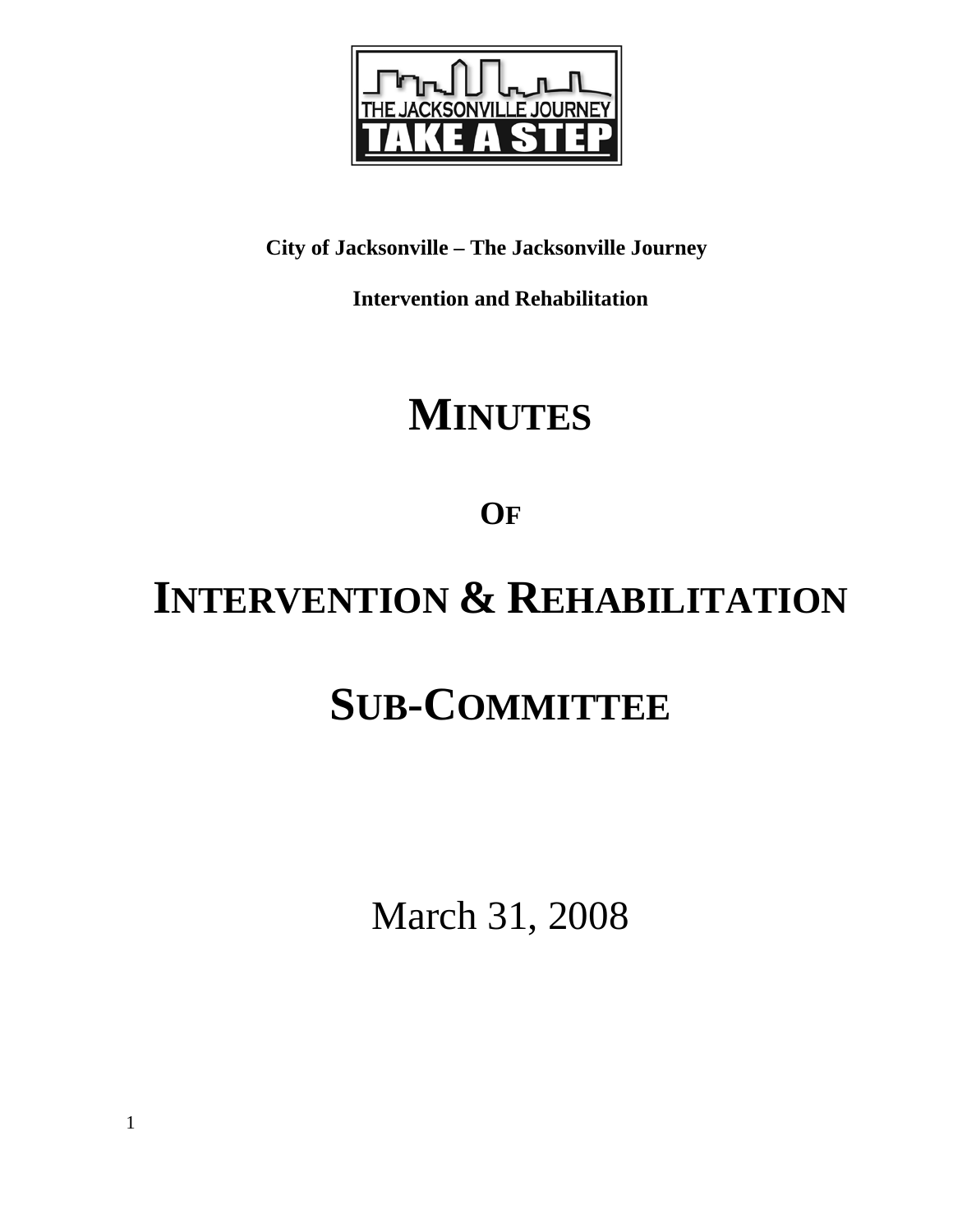**City of Jacksonville – The Jacksonville Journey**

**Intervention and Rehabilitation**

# MINUTES

# OF

# INTERVENTION & REHABILITATION

# SUB-COMMITTEE

March 31, 2008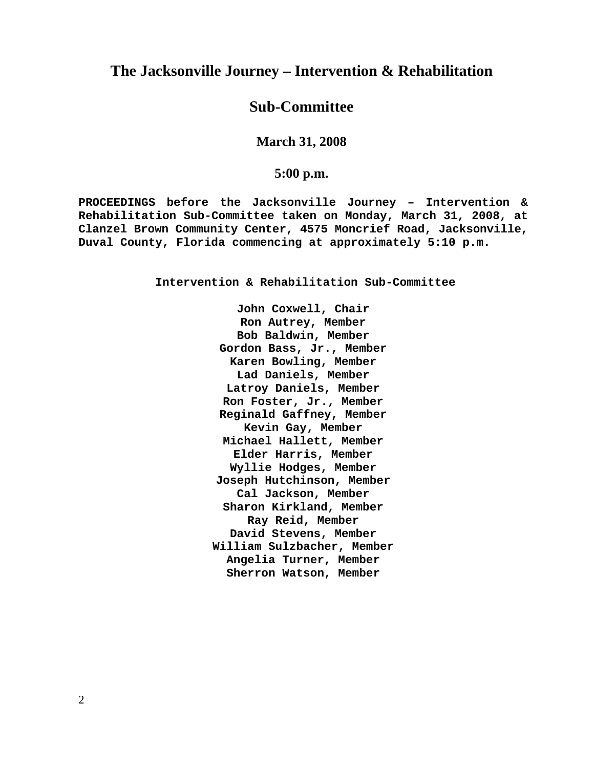# The Jacksonville Journey – Intervention & Rehabilitation

# Sub-Committee

### March 31, 2008

### 5:00 p.m.

**PROCEEDINGS before the Jacksonville Journey – Intervention & Rehabilitation Sub-Committee taken on Monday, March 31, 2008, at Clanzel Brown Community Center, 4575 Moncrief Road, Jacksonville, Duval County, Florida commencing at approximately 5:10 p.m.**

**Intervention & Rehabilitation Sub-Committee**

**John Coxwell, Chair**
**Ron Autrey, Member**
**Bob Baldwin, Member**
**Gordon Bass, Jr., Member**
**Karen Bowling, Member**
**Lad Daniels, Member**
**Latroy Daniels, Member**
**Ron Foster, Jr., Member**
**Reginald Gaffney, Member**
**Kevin Gay, Member**
**Michael Hallett, Member**
**Elder Harris, Member**
**Wyllie Hodges, Member**
**Joseph Hutchinson, Member**
**Cal Jackson, Member**
**Sharon Kirkland, Member**
**Ray Reid, Member**
**David Stevens, Member**
**William Sulzbacher, Member**
**Angelia Turner, Member**
**Sherron Watson, Member**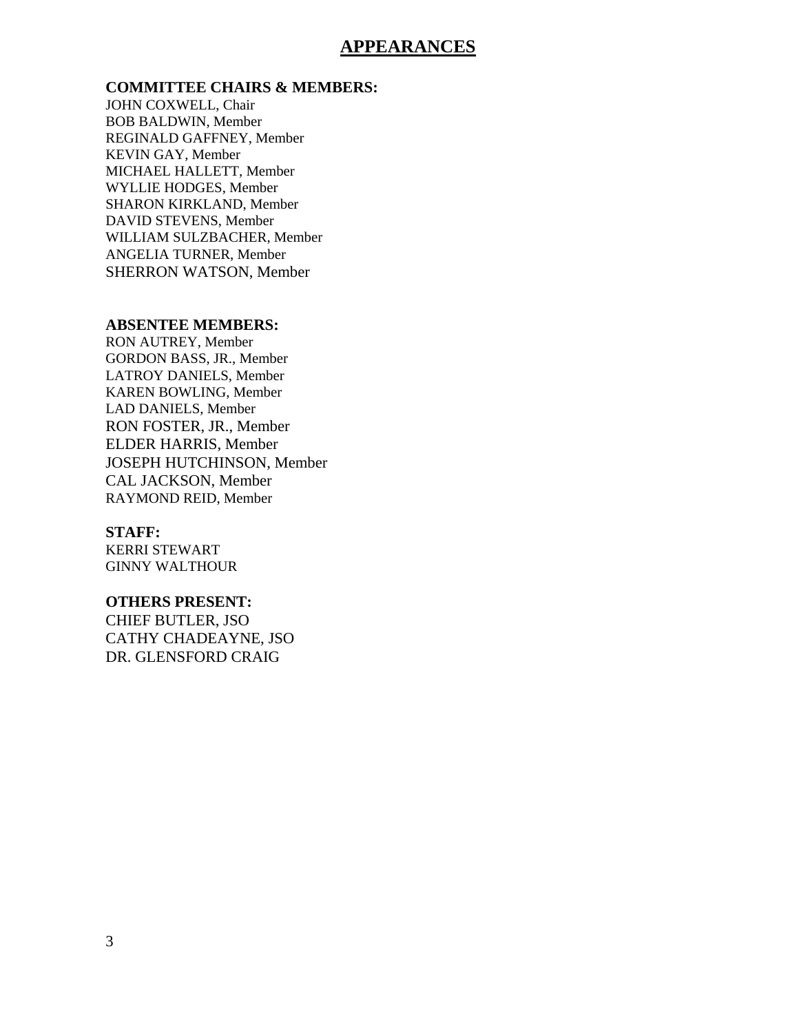# APPEARANCES

**COMMITTEE CHAIRS & MEMBERS:**

JOHN COXWELL, Chair
BOB BALDWIN, Member
REGINALD GAFFNEY, Member
KEVIN GAY, Member
MICHAEL HALLETT, Member
WYLLIE HODGES, Member
SHARON KIRKLAND, Member
DAVID STEVENS, Member
WILLIAM SULZBACHER, Member
ANGELIA TURNER, Member
SHERRON WATSON, Member

**ABSENTEE MEMBERS:**

RON AUTREY, Member
GORDON BASS, JR., Member
LATROY DANIELS, Member
KAREN BOWLING, Member
LAD DANIELS, Member
RON FOSTER, JR., Member
ELDER HARRIS, Member
JOSEPH HUTCHINSON, Member
CAL JACKSON, Member
RAYMOND REID, Member

**STAFF:**

KERRI STEWART
GINNY WALTHOUR

**OTHERS PRESENT:**

CHIEF BUTLER, JSO
CATHY CHADEAYNE, JSO
DR. GLENSFORD CRAIG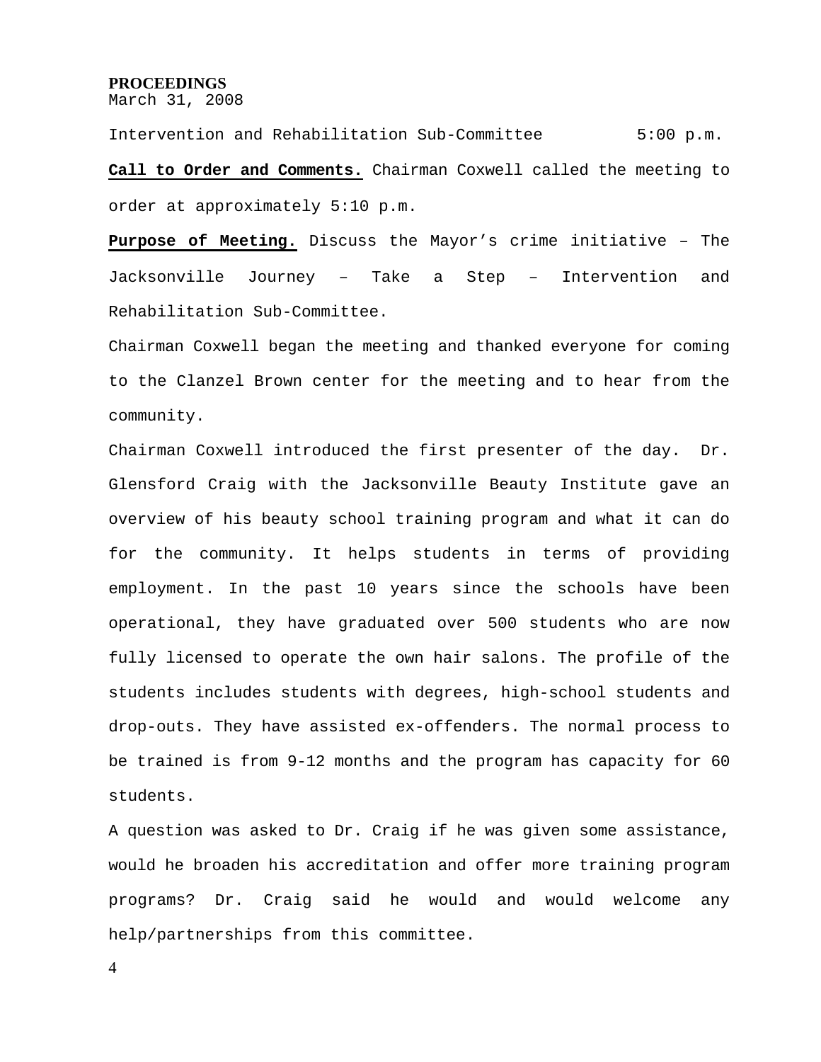**PROCEEDINGS**
March 31, 2008

Intervention and Rehabilitation Sub-Committee 5:00 p.m.

**Call to Order and Comments.** Chairman Coxwell called the meeting to order at approximately 5:10 p.m.

**Purpose of Meeting.** Discuss the Mayor's crime initiative – The Jacksonville Journey – Take a Step – Intervention and Rehabilitation Sub-Committee.

Chairman Coxwell began the meeting and thanked everyone for coming to the Clanzel Brown center for the meeting and to hear from the community.

Chairman Coxwell introduced the first presenter of the day. Dr. Glensford Craig with the Jacksonville Beauty Institute gave an overview of his beauty school training program and what it can do for the community. It helps students in terms of providing employment. In the past 10 years since the schools have been operational, they have graduated over 500 students who are now fully licensed to operate the own hair salons. The profile of the students includes students with degrees, high-school students and drop-outs. They have assisted ex-offenders. The normal process to be trained is from 9-12 months and the program has capacity for 60 students.

A question was asked to Dr. Craig if he was given some assistance, would he broaden his accreditation and offer more training program programs? Dr. Craig said he would and would welcome any help/partnerships from this committee.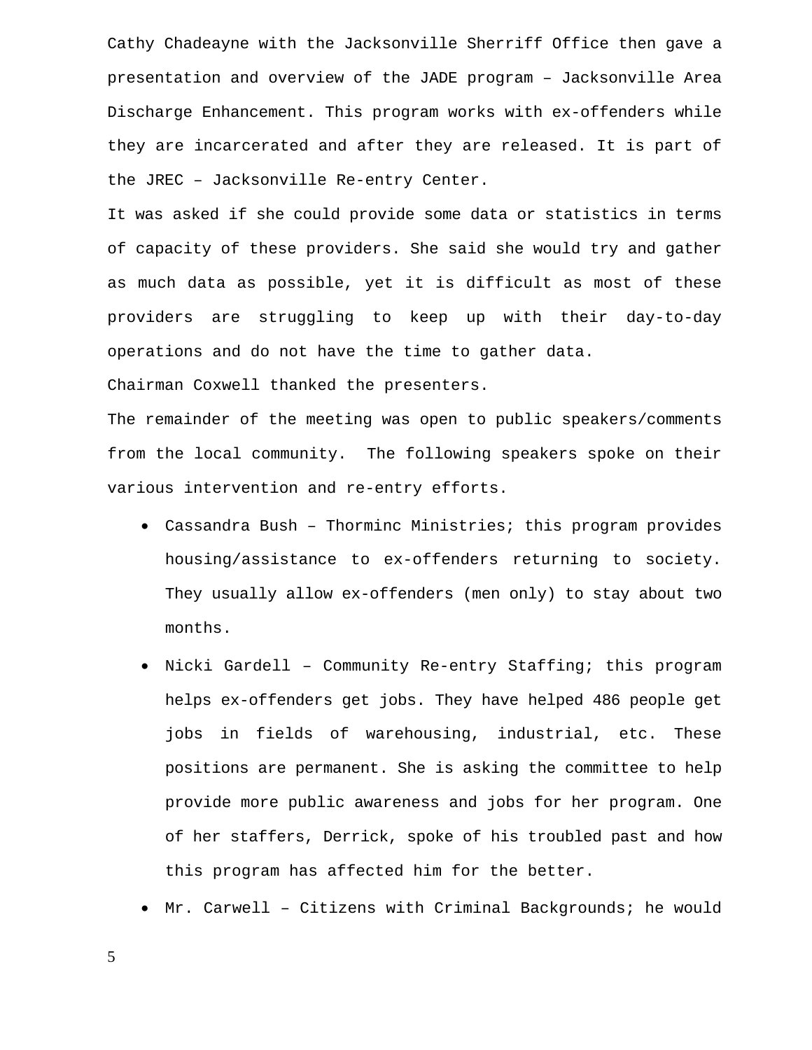Cathy Chadeayne with the Jacksonville Sherriff Office then gave a presentation and overview of the JADE program – Jacksonville Area Discharge Enhancement. This program works with ex-offenders while they are incarcerated and after they are released. It is part of the JREC – Jacksonville Re-entry Center.

It was asked if she could provide some data or statistics in terms of capacity of these providers. She said she would try and gather as much data as possible, yet it is difficult as most of these providers are struggling to keep up with their day-to-day operations and do not have the time to gather data.

Chairman Coxwell thanked the presenters.

The remainder of the meeting was open to public speakers/comments from the local community. The following speakers spoke on their various intervention and re-entry efforts.

- Cassandra Bush – Thorminc Ministries; this program provides housing/assistance to ex-offenders returning to society. They usually allow ex-offenders (men only) to stay about two months.
- Nicki Gardell – Community Re-entry Staffing; this program helps ex-offenders get jobs. They have helped 486 people get jobs in fields of warehousing, industrial, etc. These positions are permanent. She is asking the committee to help provide more public awareness and jobs for her program. One of her staffers, Derrick, spoke of his troubled past and how this program has affected him for the better.
- Mr. Carwell – Citizens with Criminal Backgrounds; he would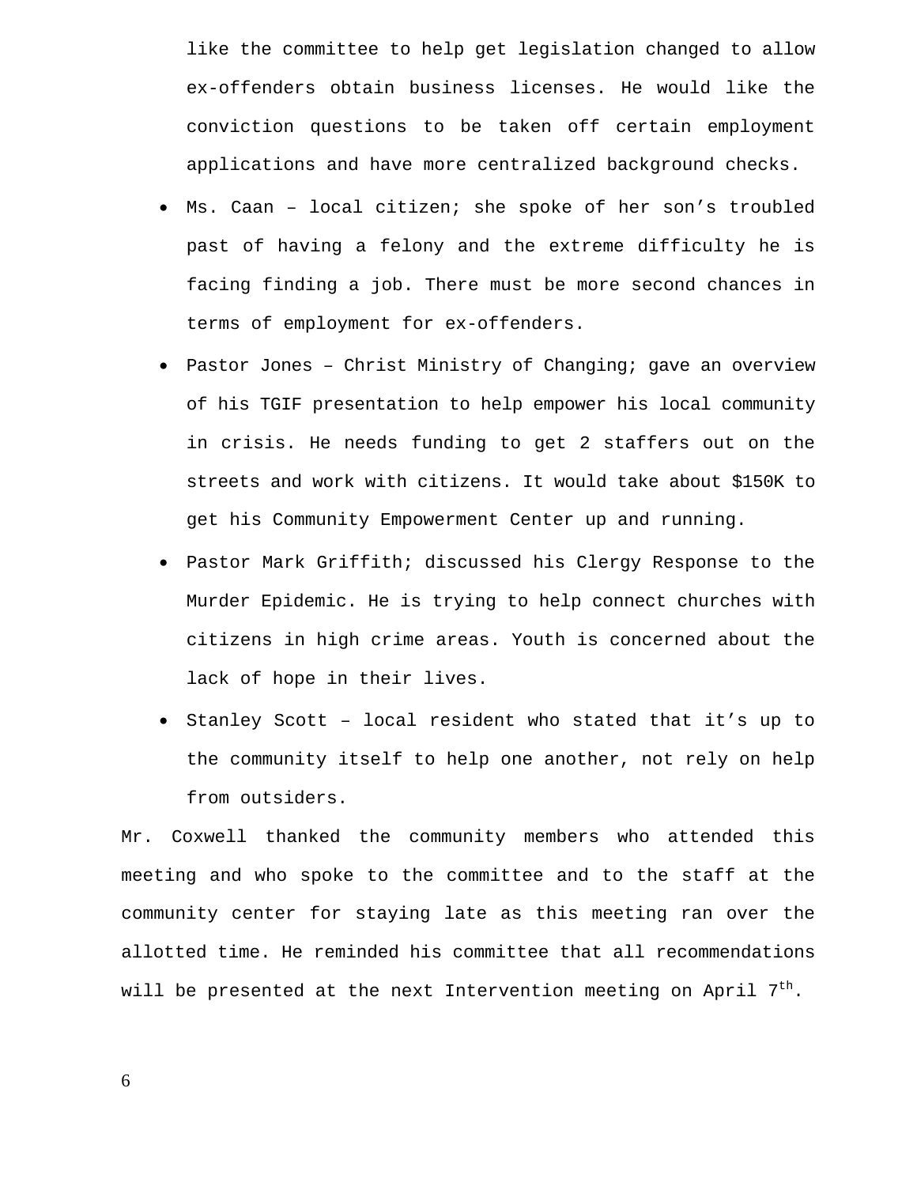like the committee to help get legislation changed to allow ex-offenders obtain business licenses. He would like the conviction questions to be taken off certain employment applications and have more centralized background checks.

- Ms. Caan – local citizen; she spoke of her son's troubled past of having a felony and the extreme difficulty he is facing finding a job. There must be more second chances in terms of employment for ex-offenders.
- Pastor Jones – Christ Ministry of Changing; gave an overview of his TGIF presentation to help empower his local community in crisis. He needs funding to get 2 staffers out on the streets and work with citizens. It would take about $150K to get his Community Empowerment Center up and running.
- Pastor Mark Griffith; discussed his Clergy Response to the Murder Epidemic. He is trying to help connect churches with citizens in high crime areas. Youth is concerned about the lack of hope in their lives.
- Stanley Scott – local resident who stated that it's up to the community itself to help one another, not rely on help from outsiders.

Mr. Coxwell thanked the community members who attended this meeting and who spoke to the committee and to the staff at the community center for staying late as this meeting ran over the allotted time. He reminded his committee that all recommendations will be presented at the next Intervention meeting on April 7th.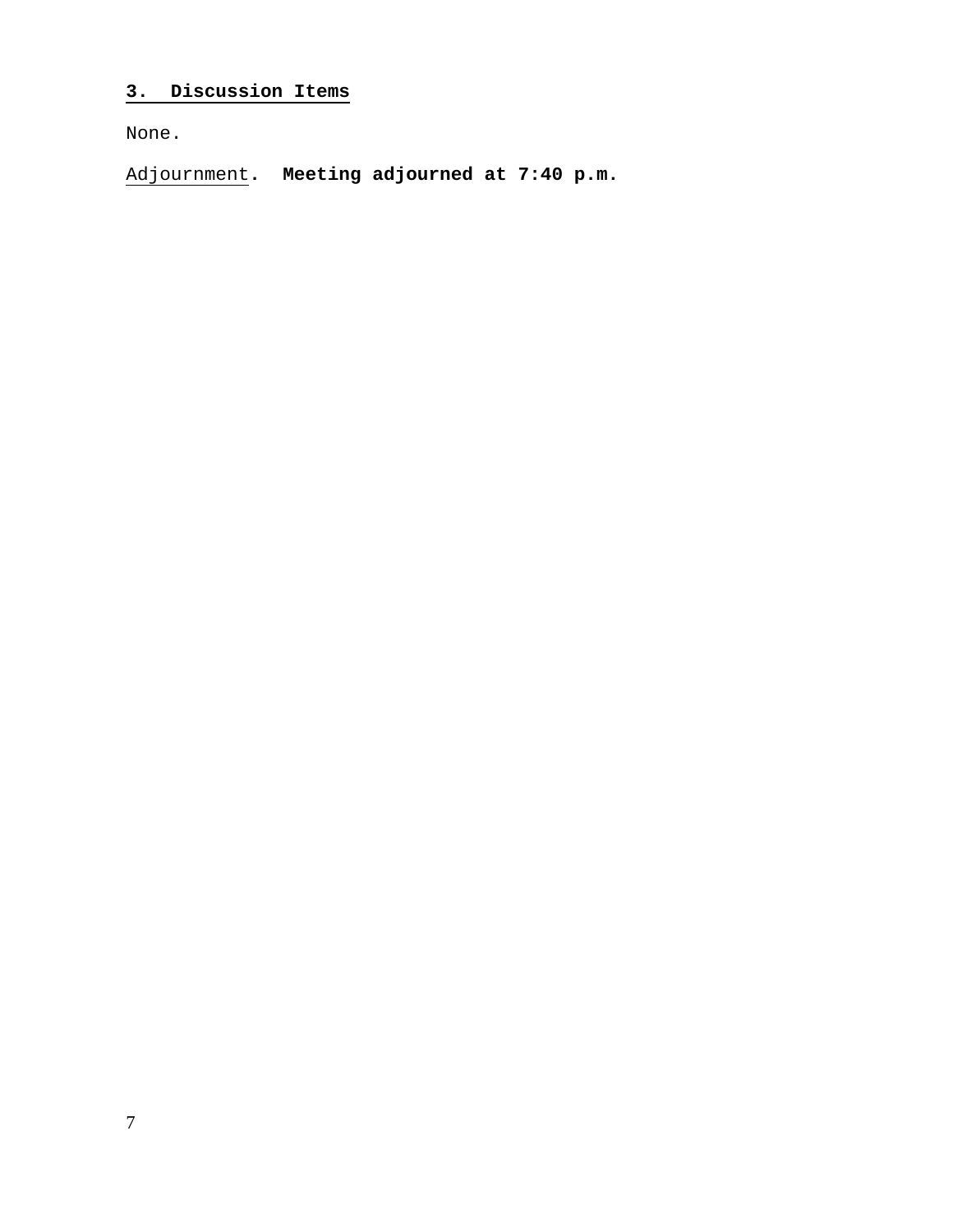### **3. Discussion Items**

None.

Adjournment. **Meeting adjourned at 7:40 p.m.**